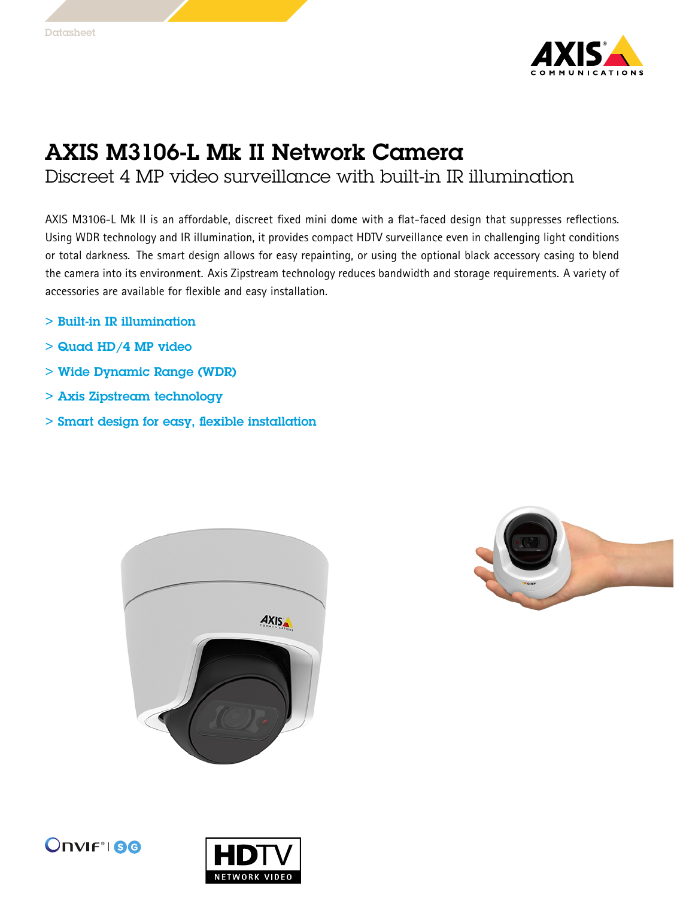Datasheet

# AXIS M3106-L Mk II Network Camera

## Discreet 4 MP video surveillance with built-in IR illumination

AXIS M3106-L Mk II is an affordable, discreet fixed mini dome with a flat-faced design that suppresses reflections. Using WDR technology and IR illumination, it provides compact HDTV surveillance even in challenging light conditions or total darkness. The smart design allows for easy repainting, or using the optional black accessory casing to blend the camera into its environment. Axis Zipstream technology reduces bandwidth and storage requirements. A variety of accessories are available for flexible and easy installation.

> Built-in IR illumination

> Quad HD/4 MP video

> Wide Dynamic Range (WDR)

> Axis Zipstream technology

> Smart design for easy, flexible installation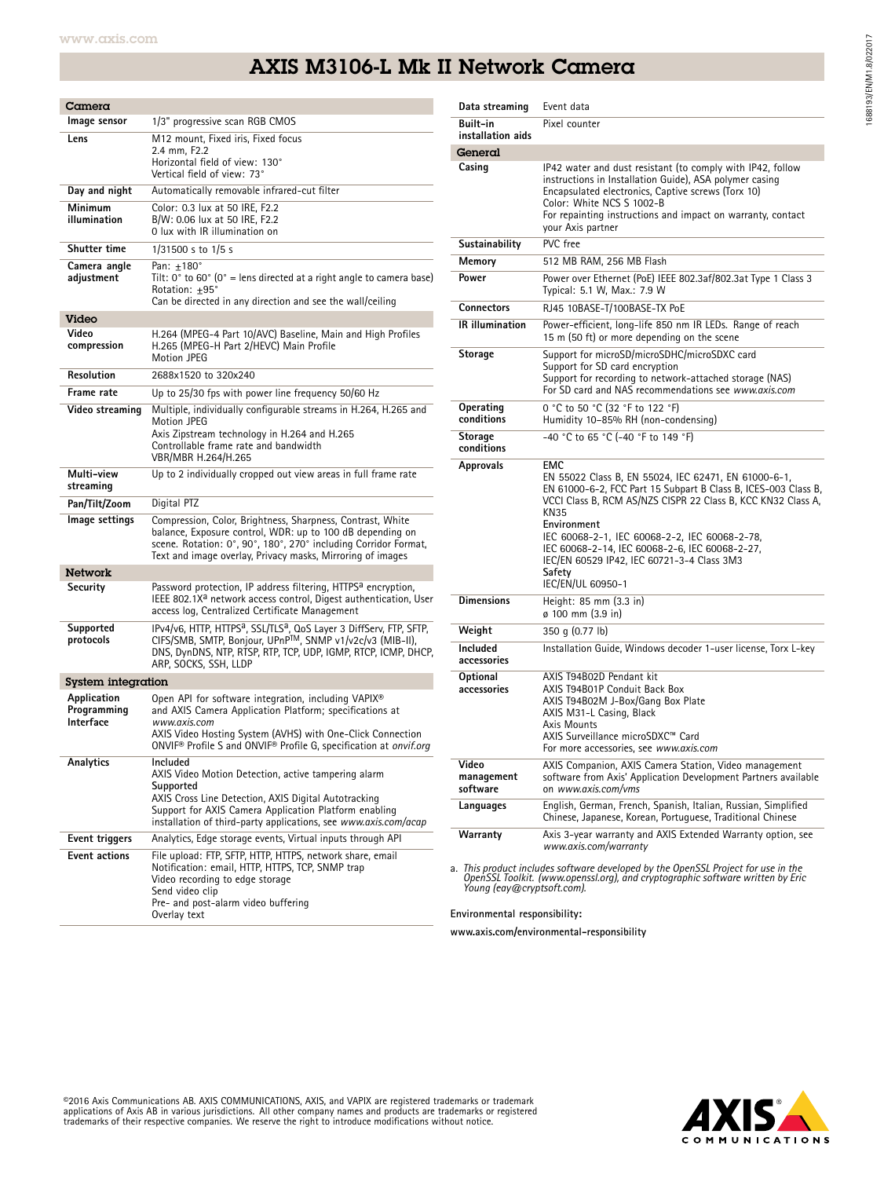# AXIS M3106-L Mk II Network Camera

## Camera

| | |
|---|---|
| **Image sensor** | 1/3" progressive scan RGB CMOS |
| **Lens** | M12 mount, Fixed iris, Fixed focus<br>2.4 mm, F2.2<br>Horizontal field of view: 130°<br>Vertical field of view: 73° |
| **Day and night** | Automatically removable infrared-cut filter |
| **Minimum illumination** | Color: 0.3 lux at 50 IRE, F2.2<br>B/W: 0.06 lux at 50 IRE, F2.2<br>0 lux with IR illumination on |
| **Shutter time** | 1/31500 s to 1/5 s |
| **Camera angle adjustment** | Pan: ±180°<br>Tilt: 0° to 60° (0° = lens directed at a right angle to camera base)<br>Rotation: ±95°<br>Can be directed in any direction and see the wall/ceiling |

## Video

| | |
|---|---|
| **Video compression** | H.264 (MPEG-4 Part 10/AVC) Baseline, Main and High Profiles<br>H.265 (MPEG-H Part 2/HEVC) Main Profile<br>Motion JPEG |
| **Resolution** | 2688x1520 to 320x240 |
| **Frame rate** | Up to 25/30 fps with power line frequency 50/60 Hz |
| **Video streaming** | Multiple, individually configurable streams in H.264, H.265 and Motion JPEG<br>Axis Zipstream technology in H.264 and H.265<br>Controllable frame rate and bandwidth<br>VBR/MBR H.264/H.265 |
| **Multi-view streaming** | Up to 2 individually cropped out view areas in full frame rate |
| **Pan/Tilt/Zoom** | Digital PTZ |
| **Image settings** | Compression, Color, Brightness, Sharpness, Contrast, White balance, Exposure control, WDR: up to 100 dB depending on scene. Rotation: 0°, 90°, 180°, 270° including Corridor Format, Text and image overlay, Privacy masks, Mirroring of images |

## Network

| | |
|---|---|
| **Security** | Password protection, IP address filtering, HTTPS[a] encryption, IEEE 802.1X[a] network access control, Digest authentication, User access log, Centralized Certificate Management |
| **Supported protocols** | IPv4/v6, HTTP, HTTPS[a], SSL/TLS[a], QoS Layer 3 DiffServ, FTP, SFTP, CIFS/SMB, SMTP, Bonjour, UPnP™, SNMP v1/v2c/v3 (MIB-II), DNS, DynDNS, NTP, RTSP, RTP, TCP, UDP, IGMP, RTCP, ICMP, DHCP, ARP, SOCKS, SSH, LLDP |

## System integration

| | |
|---|---|
| **Application Programming Interface** | Open API for software integration, including VAPIX® and AXIS Camera Application Platform; specifications at *www.axis.com*<br>AXIS Video Hosting System (AVHS) with One-Click Connection<br>ONVIF® Profile S and ONVIF® Profile G, specification at *onvif.org* |
| **Analytics** | **Included**<br>AXIS Video Motion Detection, active tampering alarm<br>**Supported**<br>AXIS Cross Line Detection, AXIS Digital Autotracking<br>Support for AXIS Camera Application Platform enabling installation of third-party applications, see *www.axis.com/acap* |
| **Event triggers** | Analytics, Edge storage events, Virtual inputs through API |
| **Event actions** | File upload: FTP, SFTP, HTTP, HTTPS, network share, email<br>Notification: email, HTTP, HTTPS, TCP, SNMP trap<br>Video recording to edge storage<br>Send video clip<br>Pre- and post-alarm video buffering<br>Overlay text |
| **Data streaming** | Event data |
| **Built-in installation aids** | Pixel counter |

## General

| | |
|---|---|
| **Casing** | IP42 water and dust resistant (to comply with IP42, follow instructions in Installation Guide), ASA polymer casing<br>Encapsulated electronics, Captive screws (Torx 10)<br>Color: White NCS S 1002-B<br>For repainting instructions and impact on warranty, contact your Axis partner |
| **Sustainability** | PVC free |
| **Memory** | 512 MB RAM, 256 MB Flash |
| **Power** | Power over Ethernet (PoE) IEEE 802.3af/802.3at Type 1 Class 3<br>Typical: 5.1 W, Max.: 7.9 W |
| **Connectors** | RJ45 10BASE-T/100BASE-TX PoE |
| **IR illumination** | Power-efficient, long-life 850 nm IR LEDs. Range of reach 15 m (50 ft) or more depending on the scene |
| **Storage** | Support for microSD/microSDHC/microSDXC card<br>Support for SD card encryption<br>Support for recording to network-attached storage (NAS)<br>For SD card and NAS recommendations see *www.axis.com* |
| **Operating conditions** | 0 °C to 50 °C (32 °F to 122 °F)<br>Humidity 10–85% RH (non-condensing) |
| **Storage conditions** | -40 °C to 65 °C (-40 °F to 149 °F) |
| **Approvals** | **EMC**<br>EN 55022 Class B, EN 55024, IEC 62471, EN 61000-6-1, EN 61000-6-2, FCC Part 15 Subpart B Class B, ICES-003 Class B, VCCI Class B, RCM AS/NZS CISPR 22 Class B, KCC KN32 Class A, KN35<br>**Environment**<br>IEC 60068-2-1, IEC 60068-2-2, IEC 60068-2-78, IEC 60068-2-14, IEC 60068-2-6, IEC 60068-2-27, IEC/EN 60529 IP42, IEC 60721-3-4 Class 3M3<br>**Safety**<br>IEC/EN/UL 60950-1 |
| **Dimensions** | Height: 85 mm (3.3 in)<br>ø 100 mm (3.9 in) |
| **Weight** | 350 g (0.77 lb) |
| **Included accessories** | Installation Guide, Windows decoder 1-user license, Torx L-key |
| **Optional accessories** | AXIS T94B02D Pendant kit<br>AXIS T94B01P Conduit Back Box<br>AXIS T94B02M J-Box/Gang Box Plate<br>AXIS M31-L Casing, Black<br>Axis Mounts<br>AXIS Surveillance microSDXC™ Card<br>For more accessories, see *www.axis.com* |
| **Video management software** | AXIS Companion, AXIS Camera Station, Video management software from Axis' Application Development Partners available on *www.axis.com/vms* |
| **Languages** | English, German, French, Spanish, Italian, Russian, Simplified Chinese, Japanese, Korean, Portuguese, Traditional Chinese |
| **Warranty** | Axis 3-year warranty and AXIS Extended Warranty option, see *www.axis.com/warranty* |

a. *This product includes software developed by the OpenSSL Project for use in the OpenSSL Toolkit. (www.openssl.org), and cryptographic software written by Eric Young (eay@cryptsoft.com).*

**Environmental responsibility:**

**www.axis.com/environmental-responsibility**

©2016 Axis Communications AB. AXIS COMMUNICATIONS, AXIS, and VAPIX are registered trademarks or trademark applications of Axis AB in various jurisdictions. All other company names and products are trademarks or registered trademarks of their respective companies. We reserve the right to introduce modifications without notice.